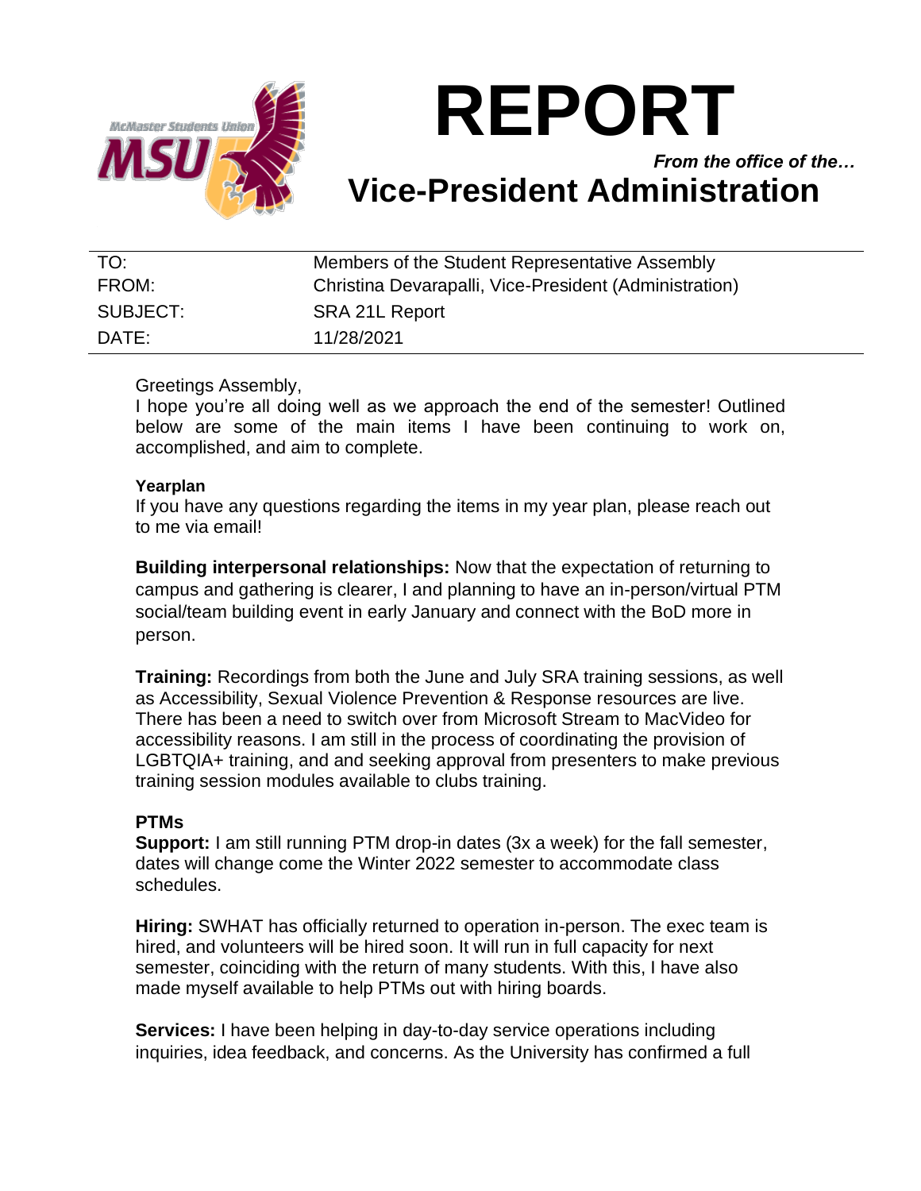# REPORT

*From the office of the…*

## Vice-President Administration

| | |
|---|---|
| TO: | Members of the Student Representative Assembly |
| FROM: | Christina Devarapalli, Vice-President (Administration) |
| SUBJECT: | SRA 21L Report |
| DATE: | 11/28/2021 |

Greetings Assembly,

I hope you're all doing well as we approach the end of the semester! Outlined below are some of the main items I have been continuing to work on, accomplished, and aim to complete.

**Yearplan**

If you have any questions regarding the items in my year plan, please reach out to me via email!

**Building interpersonal relationships:** Now that the expectation of returning to campus and gathering is clearer, I and planning to have an in-person/virtual PTM social/team building event in early January and connect with the BoD more in person.

**Training:** Recordings from both the June and July SRA training sessions, as well as Accessibility, Sexual Violence Prevention & Response resources are live. There has been a need to switch over from Microsoft Stream to MacVideo for accessibility reasons. I am still in the process of coordinating the provision of LGBTQIA+ training, and and seeking approval from presenters to make previous training session modules available to clubs training.

### PTMs

**Support:** I am still running PTM drop-in dates (3x a week) for the fall semester, dates will change come the Winter 2022 semester to accommodate class schedules.

**Hiring:** SWHAT has officially returned to operation in-person. The exec team is hired, and volunteers will be hired soon. It will run in full capacity for next semester, coinciding with the return of many students. With this, I have also made myself available to help PTMs out with hiring boards.

**Services:** I have been helping in day-to-day service operations including inquiries, idea feedback, and concerns. As the University has confirmed a full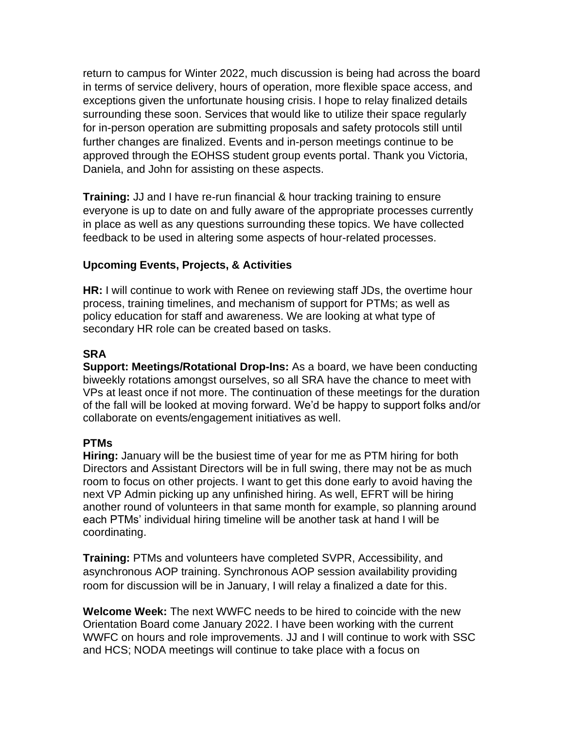return to campus for Winter 2022, much discussion is being had across the board in terms of service delivery, hours of operation, more flexible space access, and exceptions given the unfortunate housing crisis. I hope to relay finalized details surrounding these soon. Services that would like to utilize their space regularly for in-person operation are submitting proposals and safety protocols still until further changes are finalized. Events and in-person meetings continue to be approved through the EOHSS student group events portal. Thank you Victoria, Daniela, and John for assisting on these aspects.

**Training:** JJ and I have re-run financial & hour tracking training to ensure everyone is up to date on and fully aware of the appropriate processes currently in place as well as any questions surrounding these topics. We have collected feedback to be used in altering some aspects of hour-related processes.

### Upcoming Events, Projects, & Activities

**HR:** I will continue to work with Renee on reviewing staff JDs, the overtime hour process, training timelines, and mechanism of support for PTMs; as well as policy education for staff and awareness. We are looking at what type of secondary HR role can be created based on tasks.

### SRA

**Support: Meetings/Rotational Drop-Ins:** As a board, we have been conducting biweekly rotations amongst ourselves, so all SRA have the chance to meet with VPs at least once if not more. The continuation of these meetings for the duration of the fall will be looked at moving forward. We'd be happy to support folks and/or collaborate on events/engagement initiatives as well.

### PTMs

**Hiring:** January will be the busiest time of year for me as PTM hiring for both Directors and Assistant Directors will be in full swing, there may not be as much room to focus on other projects. I want to get this done early to avoid having the next VP Admin picking up any unfinished hiring. As well, EFRT will be hiring another round of volunteers in that same month for example, so planning around each PTMs' individual hiring timeline will be another task at hand I will be coordinating.

**Training:** PTMs and volunteers have completed SVPR, Accessibility, and asynchronous AOP training. Synchronous AOP session availability providing room for discussion will be in January, I will relay a finalized a date for this.

**Welcome Week:** The next WWFC needs to be hired to coincide with the new Orientation Board come January 2022. I have been working with the current WWFC on hours and role improvements. JJ and I will continue to work with SSC and HCS; NODA meetings will continue to take place with a focus on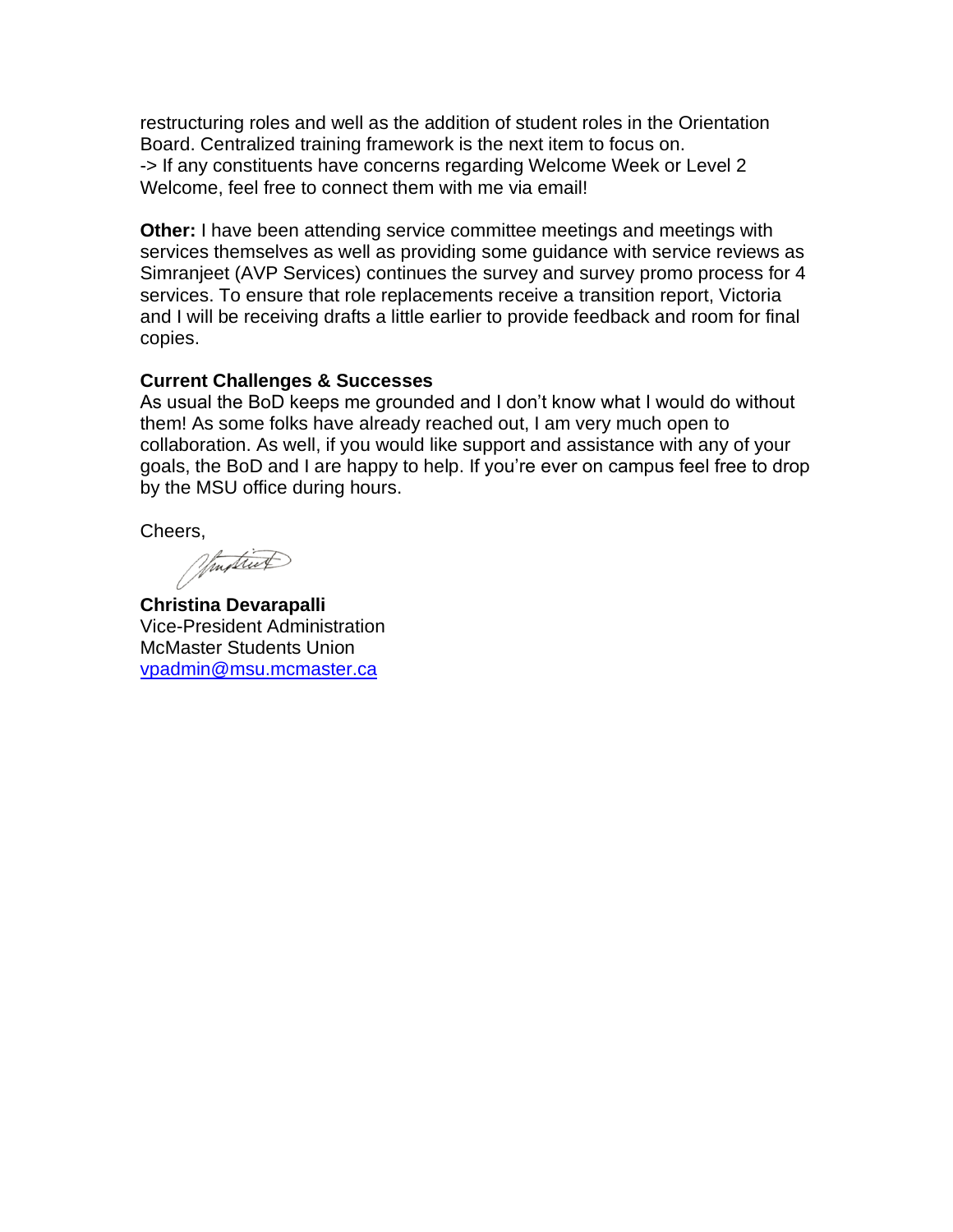restructuring roles and well as the addition of student roles in the Orientation Board. Centralized training framework is the next item to focus on.
-> If any constituents have concerns regarding Welcome Week or Level 2 Welcome, feel free to connect them with me via email!

**Other:** I have been attending service committee meetings and meetings with services themselves as well as providing some guidance with service reviews as Simranjeet (AVP Services) continues the survey and survey promo process for 4 services. To ensure that role replacements receive a transition report, Victoria and I will be receiving drafts a little earlier to provide feedback and room for final copies.

**Current Challenges & Successes**
As usual the BoD keeps me grounded and I don't know what I would do without them! As some folks have already reached out, I am very much open to collaboration. As well, if you would like support and assistance with any of your goals, the BoD and I are happy to help. If you're ever on campus feel free to drop by the MSU office during hours.

Cheers,

**Christina Devarapalli**
Vice-President Administration
McMaster Students Union
vpadmin@msu.mcmaster.ca